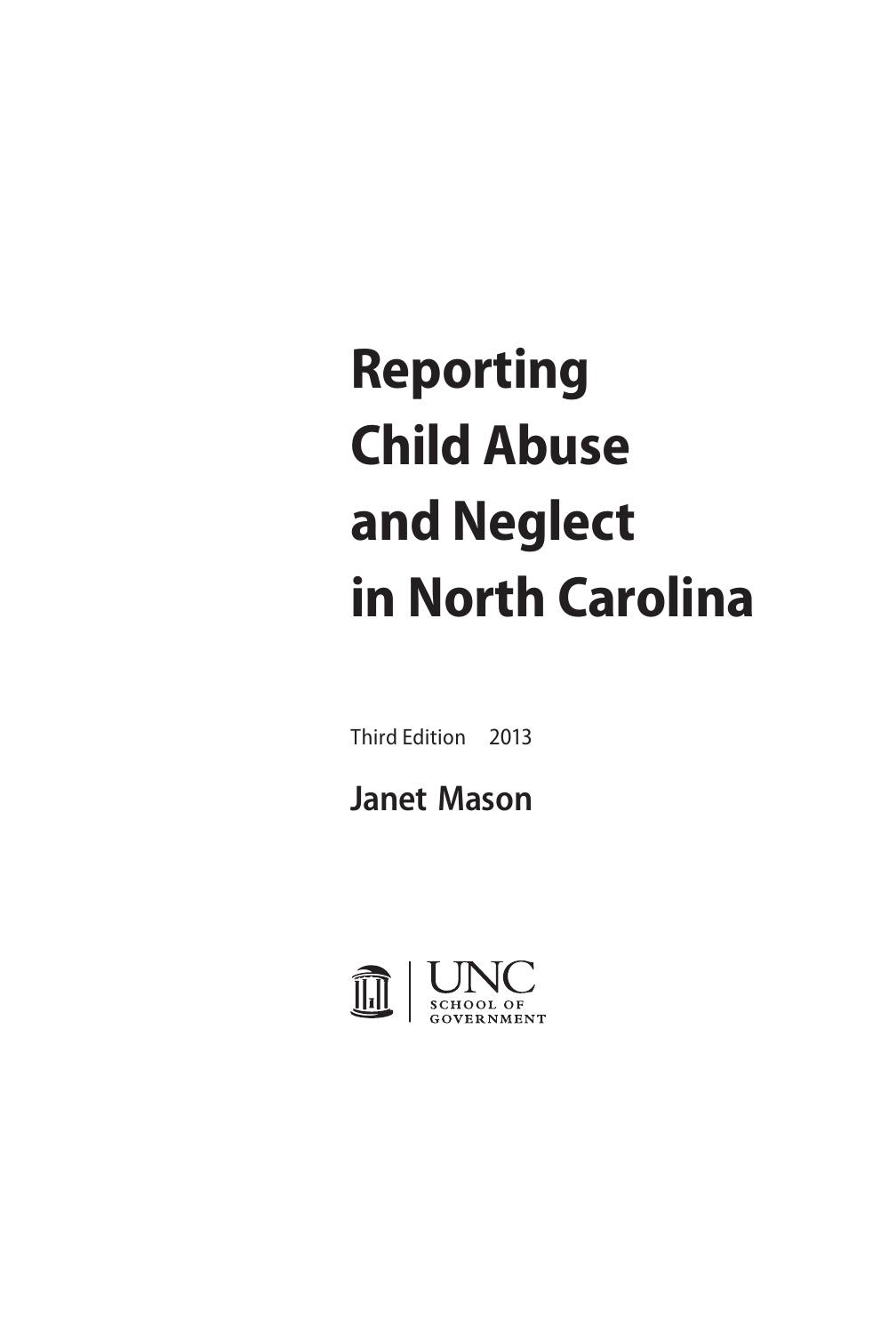# Reporting Child Abuse and Neglect in North Carolina

Third Edition 2013

**Janet Mason**

UNC
SCHOOL OF
GOVERNMENT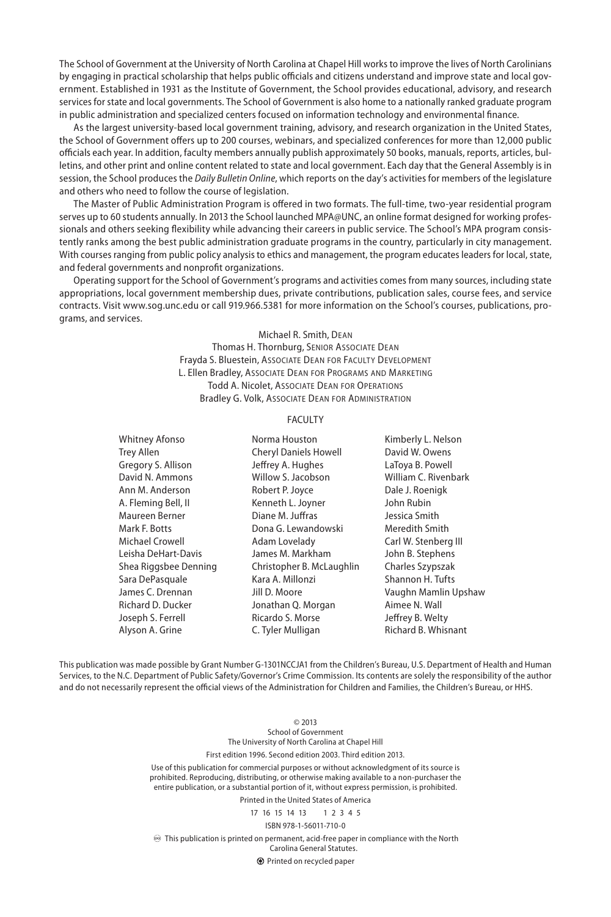The School of Government at the University of North Carolina at Chapel Hill works to improve the lives of North Carolinians by engaging in practical scholarship that helps public officials and citizens understand and improve state and local government. Established in 1931 as the Institute of Government, the School provides educational, advisory, and research services for state and local governments. The School of Government is also home to a nationally ranked graduate program in public administration and specialized centers focused on information technology and environmental finance.

As the largest university-based local government training, advisory, and research organization in the United States, the School of Government offers up to 200 courses, webinars, and specialized conferences for more than 12,000 public officials each year. In addition, faculty members annually publish approximately 50 books, manuals, reports, articles, bulletins, and other print and online content related to state and local government. Each day that the General Assembly is in session, the School produces the *Daily Bulletin Online*, which reports on the day's activities for members of the legislature and others who need to follow the course of legislation.

The Master of Public Administration Program is offered in two formats. The full-time, two-year residential program serves up to 60 students annually. In 2013 the School launched MPA@UNC, an online format designed for working professionals and others seeking flexibility while advancing their careers in public service. The School's MPA program consistently ranks among the best public administration graduate programs in the country, particularly in city management. With courses ranging from public policy analysis to ethics and management, the program educates leaders for local, state, and federal governments and nonprofit organizations.

Operating support for the School of Government's programs and activities comes from many sources, including state appropriations, local government membership dues, private contributions, publication sales, course fees, and service contracts. Visit www.sog.unc.edu or call 919.966.5381 for more information on the School's courses, publications, programs, and services.

Michael R. Smith, Dean
Thomas H. Thornburg, Senior Associate Dean
Frayda S. Bluestein, Associate Dean for Faculty Development
L. Ellen Bradley, Associate Dean for Programs and Marketing
Todd A. Nicolet, Associate Dean for Operations
Bradley G. Volk, Associate Dean for Administration

FACULTY

Whitney Afonso
Trey Allen
Gregory S. Allison
David N. Ammons
Ann M. Anderson
A. Fleming Bell, II
Maureen Berner
Mark F. Botts
Michael Crowell
Leisha DeHart-Davis
Shea Riggsbee Denning
Sara DePasquale
James C. Drennan
Richard D. Ducker
Joseph S. Ferrell
Alyson A. Grine
Norma Houston
Cheryl Daniels Howell
Jeffrey A. Hughes
Willow S. Jacobson
Robert P. Joyce
Kenneth L. Joyner
Diane M. Juffras
Dona G. Lewandowski
Adam Lovelady
James M. Markham
Christopher B. McLaughlin
Kara A. Millonzi
Jill D. Moore
Jonathan Q. Morgan
Ricardo S. Morse
C. Tyler Mulligan
Kimberly L. Nelson
David W. Owens
LaToya B. Powell
William C. Rivenbark
Dale J. Roenigk
John Rubin
Jessica Smith
Meredith Smith
Carl W. Stenberg III
John B. Stephens
Charles Szypszak
Shannon H. Tufts
Vaughn Mamlin Upshaw
Aimee N. Wall
Jeffrey B. Welty
Richard B. Whisnant

This publication was made possible by Grant Number G-1301NCCJA1 from the Children's Bureau, U.S. Department of Health and Human Services, to the N.C. Department of Public Safety/Governor's Crime Commission. Its contents are solely the responsibility of the author and do not necessarily represent the official views of the Administration for Children and Families, the Children's Bureau, or HHS.

© 2013
School of Government
The University of North Carolina at Chapel Hill

First edition 1996. Second edition 2003. Third edition 2013.

Use of this publication for commercial purposes or without acknowledgment of its source is prohibited. Reproducing, distributing, or otherwise making available to a non-purchaser the entire publication, or a substantial portion of it, without express permission, is prohibited.

Printed in the United States of America

17 16 15 14 13     1 2 3 4 5

ISBN 978-1-56011-710-0

♾ This publication is printed on permanent, acid-free paper in compliance with the North Carolina General Statutes.

♻ Printed on recycled paper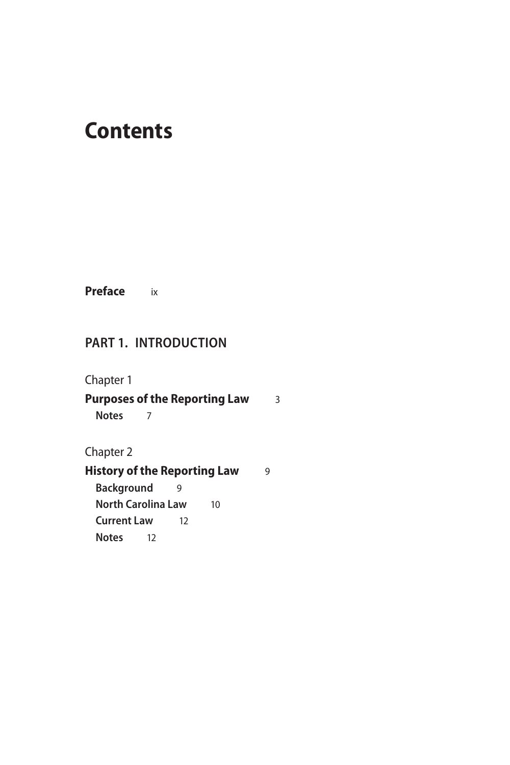# Contents

**Preface** ix

## PART 1. INTRODUCTION

Chapter 1

**Purposes of the Reporting Law** 3

- **Notes** 7

Chapter 2

**History of the Reporting Law** 9

- **Background** 9
- **North Carolina Law** 10
- **Current Law** 12
- **Notes** 12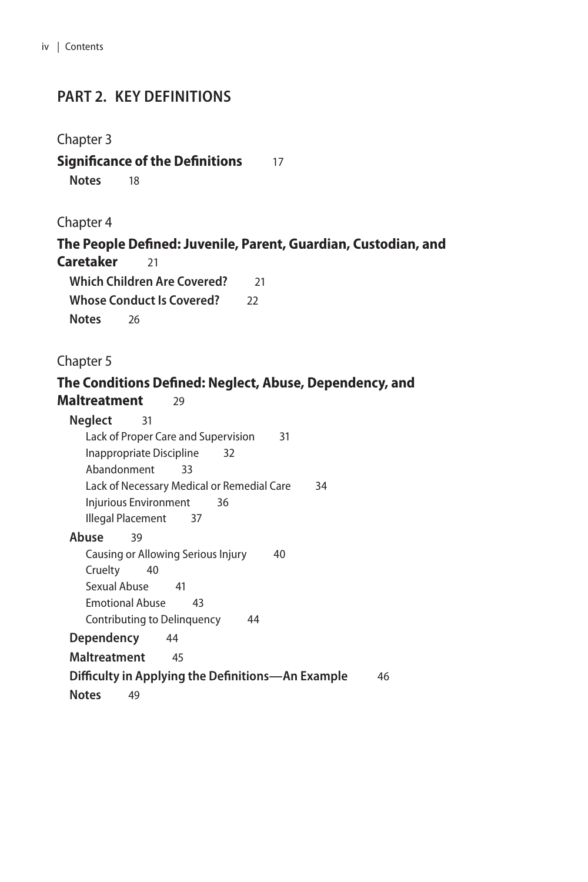## PART 2. KEY DEFINITIONS

Chapter 3

**Significance of the Definitions** 17

- **Notes** 18

Chapter 4

**The People Defined: Juvenile, Parent, Guardian, Custodian, and Caretaker** 21

- **Which Children Are Covered?** 21
- **Whose Conduct Is Covered?** 22
- **Notes** 26

Chapter 5

**The Conditions Defined: Neglect, Abuse, Dependency, and Maltreatment** 29

- **Neglect** 31
  - Lack of Proper Care and Supervision 31
  - Inappropriate Discipline 32
  - Abandonment 33
  - Lack of Necessary Medical or Remedial Care 34
  - Injurious Environment 36
  - Illegal Placement 37
- **Abuse** 39
  - Causing or Allowing Serious Injury 40
  - Cruelty 40
  - Sexual Abuse 41
  - Emotional Abuse 43
  - Contributing to Delinquency 44
- **Dependency** 44
- **Maltreatment** 45
- **Difficulty in Applying the Definitions—An Example** 46
- **Notes** 49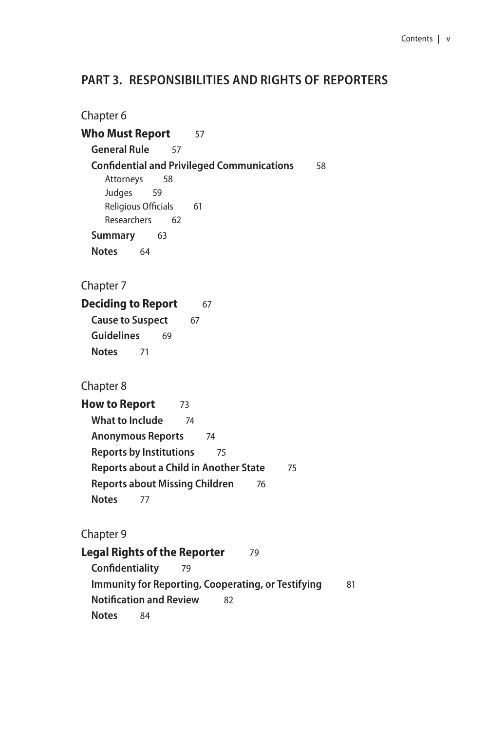## PART 3. RESPONSIBILITIES AND RIGHTS OF REPORTERS

Chapter 6

**Who Must Report** 57

- **General Rule** 57
- **Confidential and Privileged Communications** 58
  - Attorneys 58
  - Judges 59
  - Religious Officials 61
  - Researchers 62
- **Summary** 63
- **Notes** 64

Chapter 7

**Deciding to Report** 67

- **Cause to Suspect** 67
- **Guidelines** 69
- **Notes** 71

Chapter 8

**How to Report** 73

- **What to Include** 74
- **Anonymous Reports** 74
- **Reports by Institutions** 75
- **Reports about a Child in Another State** 75
- **Reports about Missing Children** 76
- **Notes** 77

Chapter 9

**Legal Rights of the Reporter** 79

- **Confidentiality** 79
- **Immunity for Reporting, Cooperating, or Testifying** 81
- **Notification and Review** 82
- **Notes** 84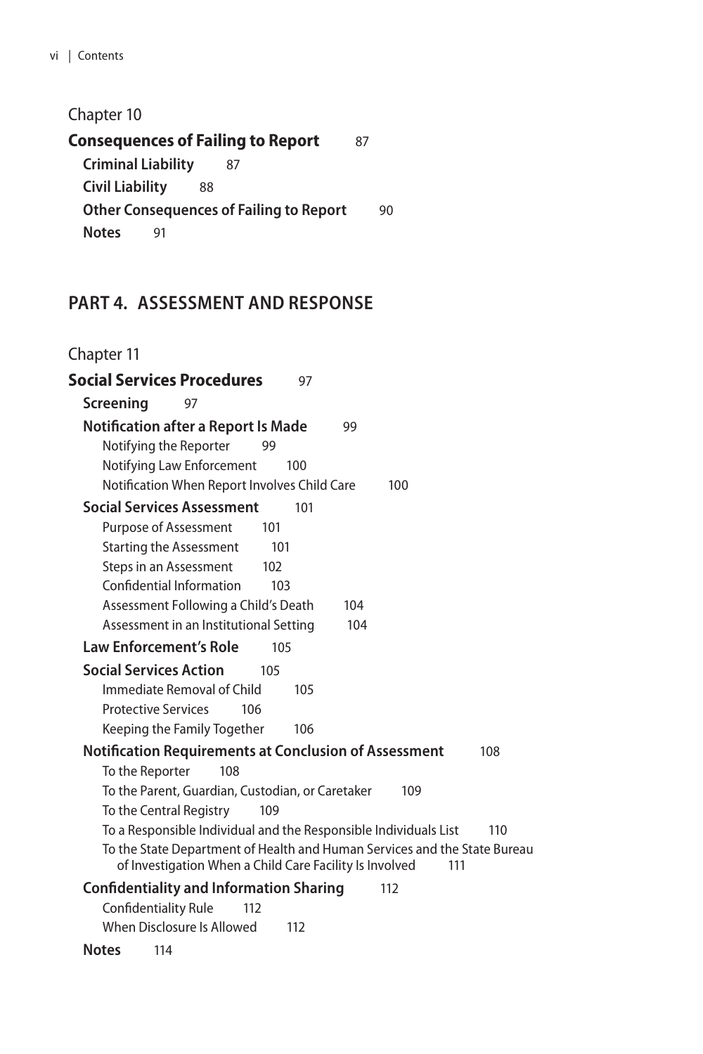Chapter 10

**Consequences of Failing to Report** 87

- **Criminal Liability** 87
- **Civil Liability** 88
- **Other Consequences of Failing to Report** 90
- **Notes** 91

## PART 4. ASSESSMENT AND RESPONSE

Chapter 11

**Social Services Procedures** 97

- **Screening** 97
- **Notification after a Report Is Made** 99
  - Notifying the Reporter 99
  - Notifying Law Enforcement 100
  - Notification When Report Involves Child Care 100
- **Social Services Assessment** 101
  - Purpose of Assessment 101
  - Starting the Assessment 101
  - Steps in an Assessment 102
  - Confidential Information 103
  - Assessment Following a Child's Death 104
  - Assessment in an Institutional Setting 104
- **Law Enforcement's Role** 105
- **Social Services Action** 105
  - Immediate Removal of Child 105
  - Protective Services 106
  - Keeping the Family Together 106
- **Notification Requirements at Conclusion of Assessment** 108
  - To the Reporter 108
  - To the Parent, Guardian, Custodian, or Caretaker 109
  - To the Central Registry 109
  - To a Responsible Individual and the Responsible Individuals List 110
  - To the State Department of Health and Human Services and the State Bureau of Investigation When a Child Care Facility Is Involved 111
- **Confidentiality and Information Sharing** 112
  - Confidentiality Rule 112
  - When Disclosure Is Allowed 112
- **Notes** 114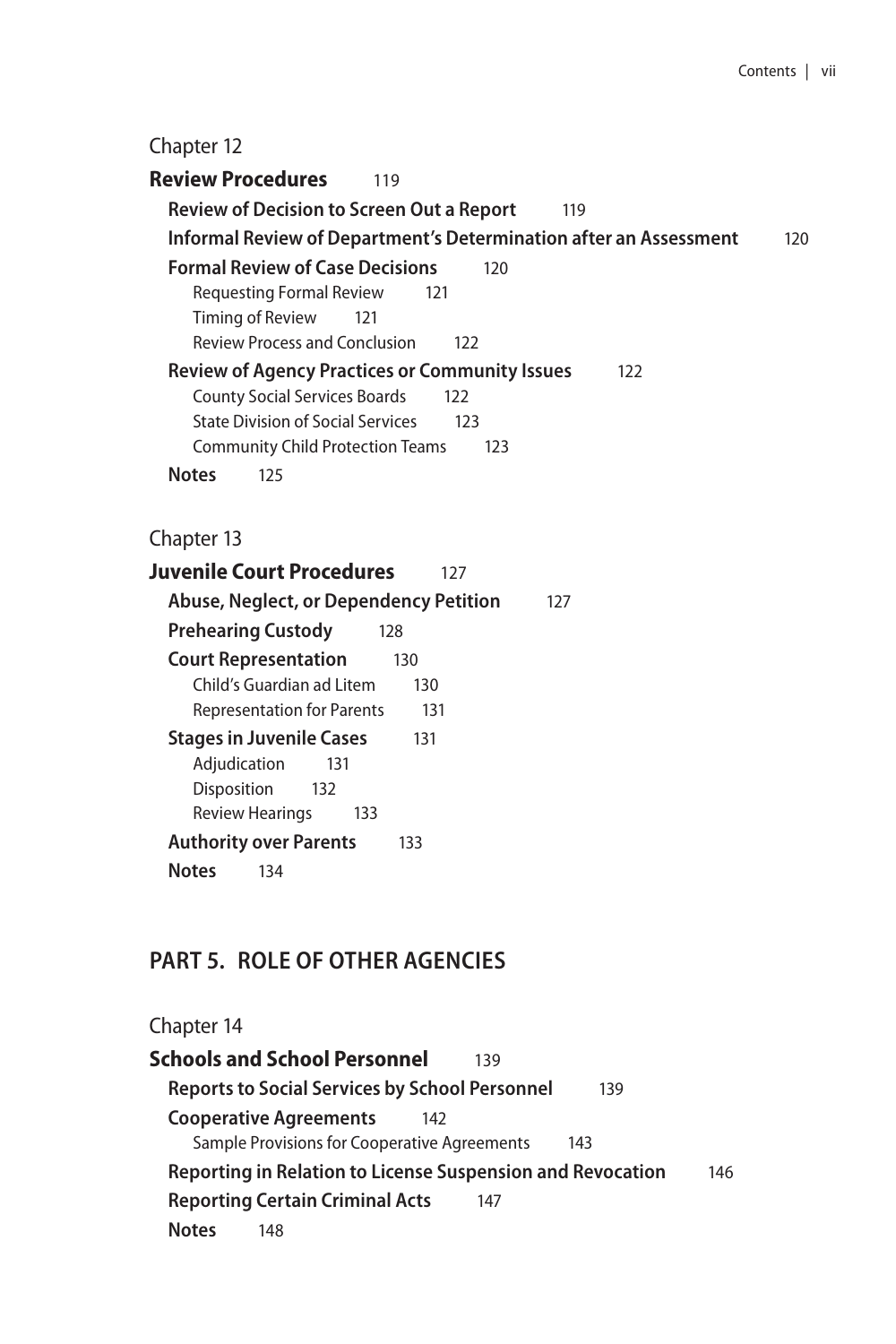Chapter 12

**Review Procedures** 119

- **Review of Decision to Screen Out a Report** 119
- **Informal Review of Department's Determination after an Assessment** 120
- **Formal Review of Case Decisions** 120
  - Requesting Formal Review 121
  - Timing of Review 121
  - Review Process and Conclusion 122
- **Review of Agency Practices or Community Issues** 122
  - County Social Services Boards 122
  - State Division of Social Services 123
  - Community Child Protection Teams 123
- **Notes** 125

Chapter 13

**Juvenile Court Procedures** 127

- **Abuse, Neglect, or Dependency Petition** 127
- **Prehearing Custody** 128
- **Court Representation** 130
  - Child's Guardian ad Litem 130
  - Representation for Parents 131
- **Stages in Juvenile Cases** 131
  - Adjudication 131
  - Disposition 132
  - Review Hearings 133
- **Authority over Parents** 133
- **Notes** 134

## PART 5. ROLE OF OTHER AGENCIES

Chapter 14

**Schools and School Personnel** 139

- **Reports to Social Services by School Personnel** 139
- **Cooperative Agreements** 142
  - Sample Provisions for Cooperative Agreements 143
- **Reporting in Relation to License Suspension and Revocation** 146
- **Reporting Certain Criminal Acts** 147
- **Notes** 148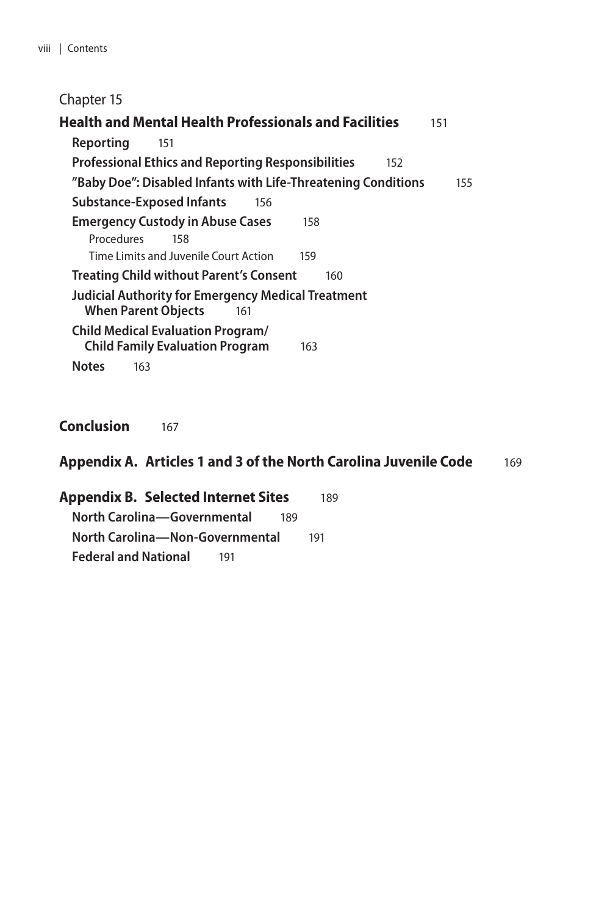Chapter 15

**Health and Mental Health Professionals and Facilities** 151

**Reporting** 151

**Professional Ethics and Reporting Responsibilities** 152

**"Baby Doe": Disabled Infants with Life-Threatening Conditions** 155

**Substance-Exposed Infants** 156

**Emergency Custody in Abuse Cases** 158

Procedures 158

Time Limits and Juvenile Court Action 159

**Treating Child without Parent's Consent** 160

**Judicial Authority for Emergency Medical Treatment When Parent Objects** 161

**Child Medical Evaluation Program/ Child Family Evaluation Program** 163

**Notes** 163

**Conclusion** 167

**Appendix A. Articles 1 and 3 of the North Carolina Juvenile Code** 169

**Appendix B. Selected Internet Sites** 189

**North Carolina—Governmental** 189

**North Carolina—Non-Governmental** 191

**Federal and National** 191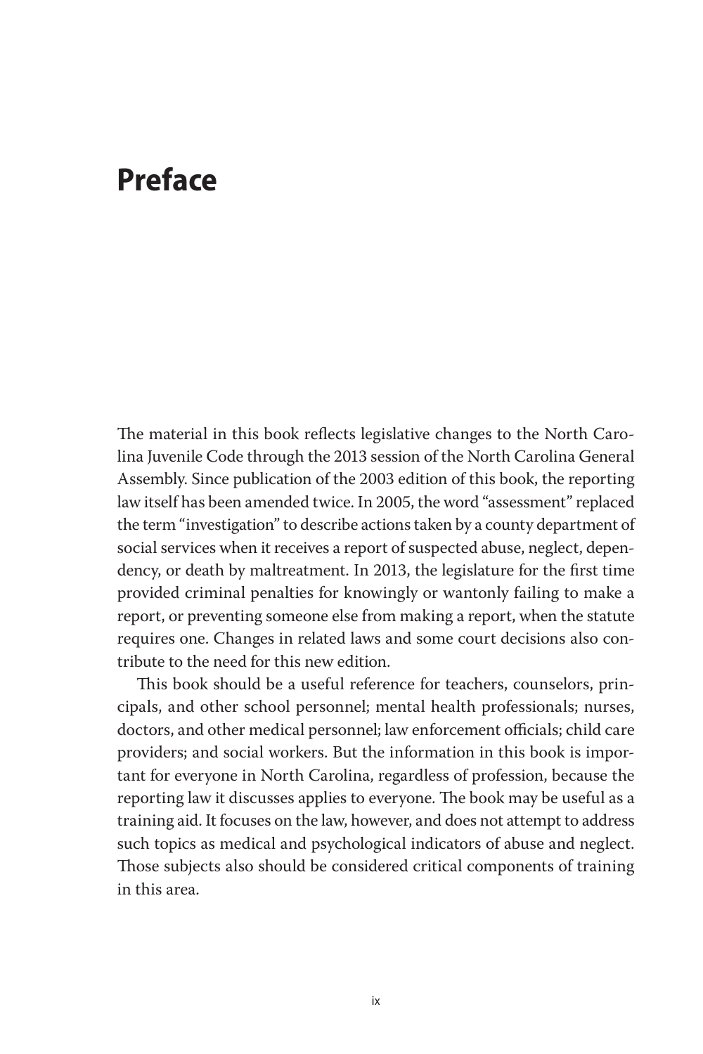# Preface

The material in this book reflects legislative changes to the North Carolina Juvenile Code through the 2013 session of the North Carolina General Assembly. Since publication of the 2003 edition of this book, the reporting law itself has been amended twice. In 2005, the word "assessment" replaced the term "investigation" to describe actions taken by a county department of social services when it receives a report of suspected abuse, neglect, dependency, or death by maltreatment. In 2013, the legislature for the first time provided criminal penalties for knowingly or wantonly failing to make a report, or preventing someone else from making a report, when the statute requires one. Changes in related laws and some court decisions also contribute to the need for this new edition.

This book should be a useful reference for teachers, counselors, principals, and other school personnel; mental health professionals; nurses, doctors, and other medical personnel; law enforcement officials; child care providers; and social workers. But the information in this book is important for everyone in North Carolina, regardless of profession, because the reporting law it discusses applies to everyone. The book may be useful as a training aid. It focuses on the law, however, and does not attempt to address such topics as medical and psychological indicators of abuse and neglect. Those subjects also should be considered critical components of training in this area.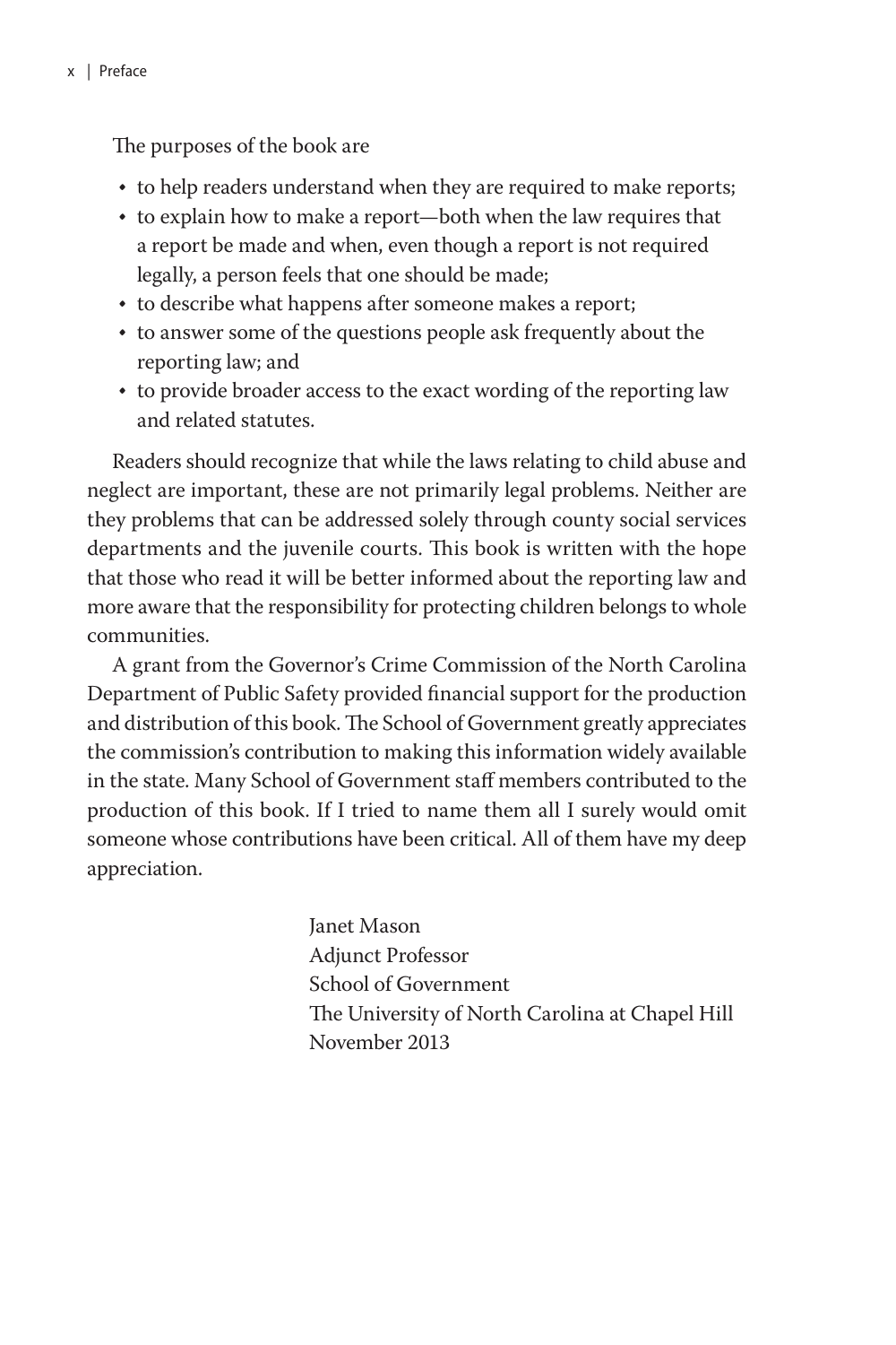The purposes of the book are

- to help readers understand when they are required to make reports;
- to explain how to make a report—both when the law requires that a report be made and when, even though a report is not required legally, a person feels that one should be made;
- to describe what happens after someone makes a report;
- to answer some of the questions people ask frequently about the reporting law; and
- to provide broader access to the exact wording of the reporting law and related statutes.

Readers should recognize that while the laws relating to child abuse and neglect are important, these are not primarily legal problems. Neither are they problems that can be addressed solely through county social services departments and the juvenile courts. This book is written with the hope that those who read it will be better informed about the reporting law and more aware that the responsibility for protecting children belongs to whole communities.

A grant from the Governor's Crime Commission of the North Carolina Department of Public Safety provided financial support for the production and distribution of this book. The School of Government greatly appreciates the commission's contribution to making this information widely available in the state. Many School of Government staff members contributed to the production of this book. If I tried to name them all I surely would omit someone whose contributions have been critical. All of them have my deep appreciation.

Janet Mason
Adjunct Professor
School of Government
The University of North Carolina at Chapel Hill
November 2013